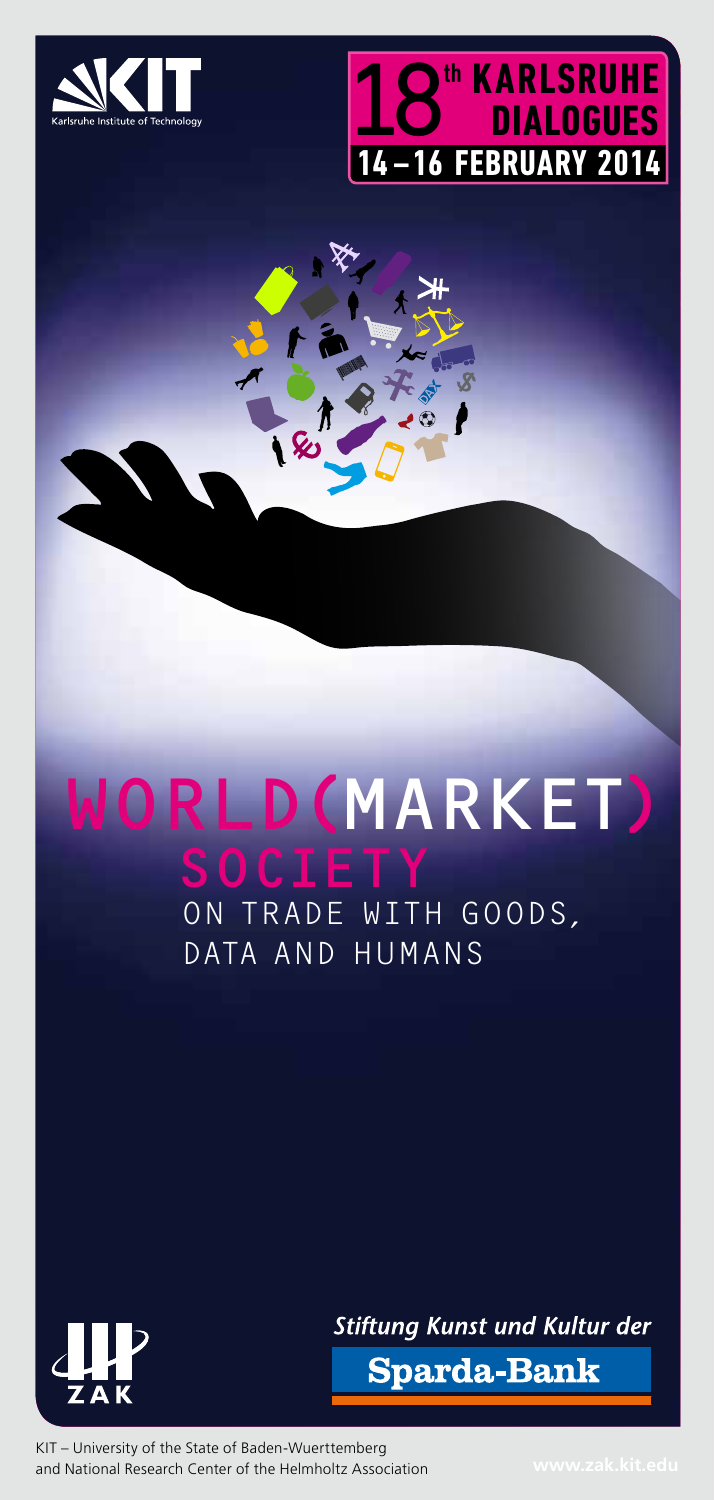KIT Karlsruhe Institute of Technology

# 18th KARLSRUHE DIALOGUES

## 14 – 16 FEBRUARY 2014

# WORLD(MARKET) SOCIETY

## ON TRADE WITH GOODS, DATA AND HUMANS

ZAK

*Stiftung Kunst und Kultur der*

**Sparda-Bank**

KIT – University of the State of Baden-Wuerttemberg and National Research Center of the Helmholtz Association

www.zak.kit.edu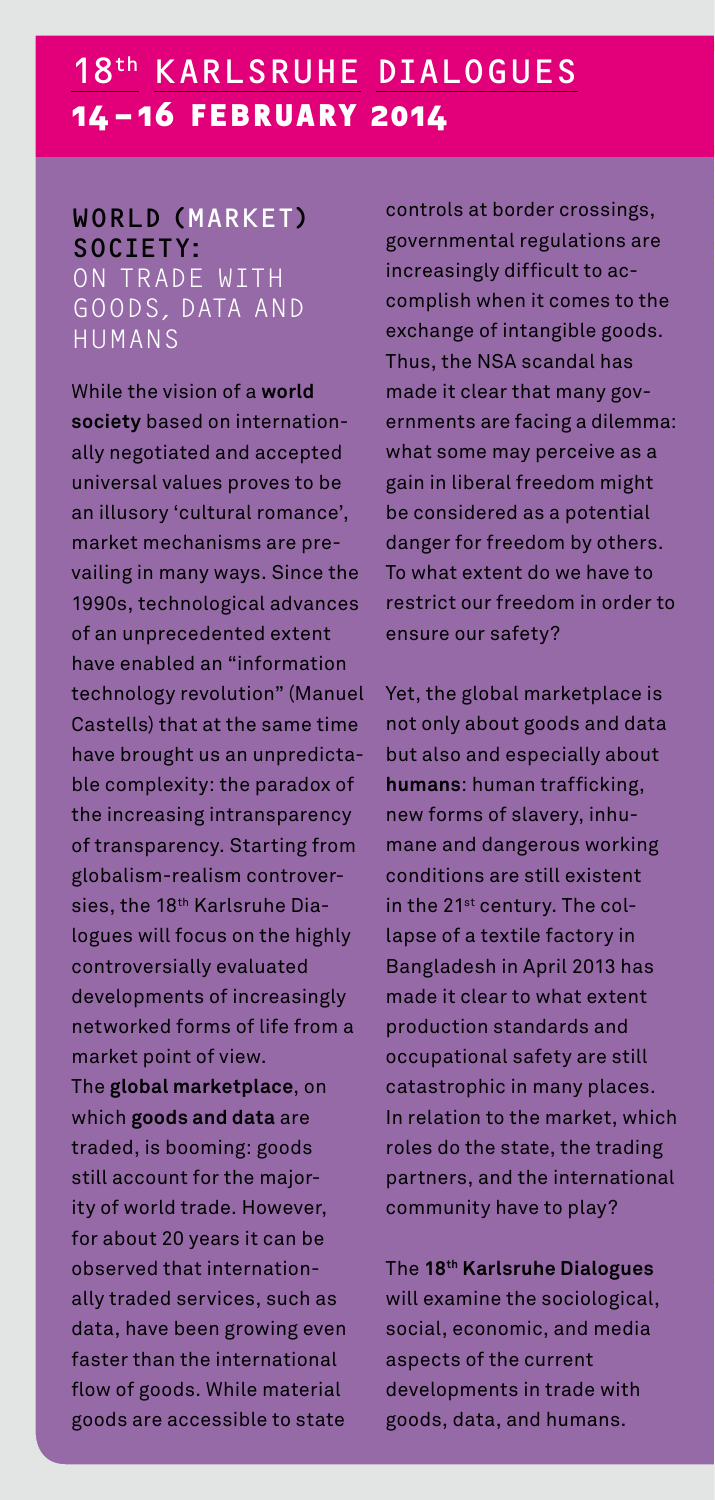# 18th KARLSRUHE DIALOGUES
## 14 – 16 FEBRUARY 2014

### WORLD (MARKET) SOCIETY:
### ON TRADE WITH GOODS, DATA AND HUMANS

While the vision of a **world society** based on internationally negotiated and accepted universal values proves to be an illusory 'cultural romance', market mechanisms are prevailing in many ways. Since the 1990s, technological advances of an unprecedented extent have enabled an "information technology revolution" (Manuel Castells) that at the same time have brought us an unpredictable complexity: the paradox of the increasing intransparency of transparency. Starting from globalism-realism controversies, the 18th Karlsruhe Dialogues will focus on the highly controversially evaluated developments of increasingly networked forms of life from a market point of view.

The **global marketplace**, on which **goods and data** are traded, is booming: goods still account for the majority of world trade. However, for about 20 years it can be observed that internationally traded services, such as data, have been growing even faster than the international flow of goods. While material goods are accessible to state controls at border crossings, governmental regulations are increasingly difficult to accomplish when it comes to the exchange of intangible goods. Thus, the NSA scandal has made it clear that many governments are facing a dilemma: what some may perceive as a gain in liberal freedom might be considered as a potential danger for freedom by others. To what extent do we have to restrict our freedom in order to ensure our safety?

Yet, the global marketplace is not only about goods and data but also and especially about **humans**: human trafficking, new forms of slavery, inhumane and dangerous working conditions are still existent in the 21st century. The collapse of a textile factory in Bangladesh in April 2013 has made it clear to what extent production standards and occupational safety are still catastrophic in many places. In relation to the market, which roles do the state, the trading partners, and the international community have to play?

The **18th Karlsruhe Dialogues** will examine the sociological, social, economic, and media aspects of the current developments in trade with goods, data, and humans.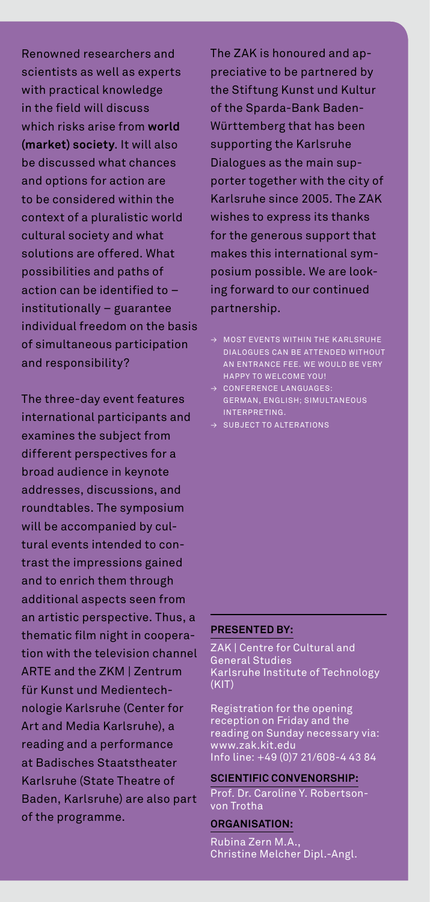Renowned researchers and scientists as well as experts with practical knowledge in the field will discuss which risks arise from **world (market) society**. It will also be discussed what chances and options for action are to be considered within the context of a pluralistic world cultural society and what solutions are offered. What possibilities and paths of action can be identified to – institutionally – guarantee individual freedom on the basis of simultaneous participation and responsibility?

The three-day event features international participants and examines the subject from different perspectives for a broad audience in keynote addresses, discussions, and roundtables. The symposium will be accompanied by cultural events intended to contrast the impressions gained and to enrich them through additional aspects seen from an artistic perspective. Thus, a thematic film night in cooperation with the television channel ARTE and the ZKM | Zentrum für Kunst und Medientechnologie Karlsruhe (Center for Art and Media Karlsruhe), a reading and a performance at Badisches Staatstheater Karlsruhe (State Theatre of Baden, Karlsruhe) are also part of the programme.

The ZAK is honoured and appreciative to be partnered by the Stiftung Kunst und Kultur of the Sparda-Bank Baden-Württemberg that has been supporting the Karlsruhe Dialogues as the main supporter together with the city of Karlsruhe since 2005. The ZAK wishes to express its thanks for the generous support that makes this international symposium possible. We are looking forward to our continued partnership.

- → MOST EVENTS WITHIN THE KARLSRUHE DIALOGUES CAN BE ATTENDED WITHOUT AN ENTRANCE FEE. WE WOULD BE VERY HAPPY TO WELCOME YOU!
- → CONFERENCE LANGUAGES: GERMAN, ENGLISH; SIMULTANEOUS INTERPRETING.
- → SUBJECT TO ALTERATIONS

**PRESENTED BY:**

ZAK | Centre for Cultural and General Studies
Karlsruhe Institute of Technology (KIT)

Registration for the opening reception on Friday and the reading on Sunday necessary via: www.zak.kit.edu
Info line: +49 (0)7 21/608-4 43 84

**SCIENTIFIC CONVENORSHIP:**

Prof. Dr. Caroline Y. Robertson-von Trotha

**ORGANISATION:**

Rubina Zern M.A.,
Christine Melcher Dipl.-Angl.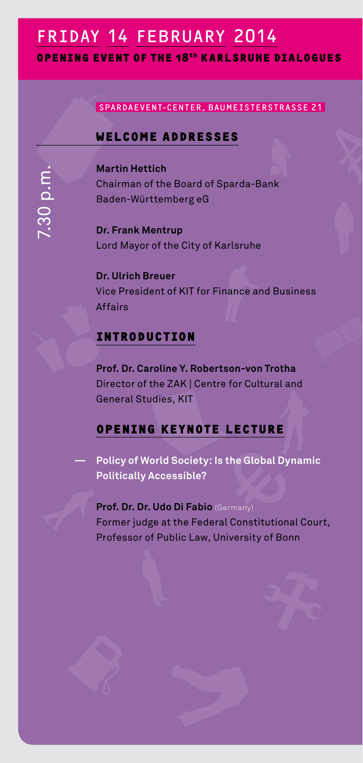# FRIDAY 14 FEBRUARY 2014

**OPENING EVENT OF THE 18th KARLSRUHE DIALOGUES**

SPARDAEVENT-CENTER, BAUMEISTERSTRASSE 21

7.30 p.m.

## WELCOME ADDRESSES

**Martin Hettich**
Chairman of the Board of Sparda-Bank Baden-Württemberg eG

**Dr. Frank Mentrup**
Lord Mayor of the City of Karlsruhe

**Dr. Ulrich Breuer**
Vice President of KIT for Finance and Business Affairs

## INTRODUCTION

**Prof. Dr. Caroline Y. Robertson-von Trotha**
Director of the ZAK | Centre for Cultural and General Studies, KIT

## OPENING KEYNOTE LECTURE

— **Policy of World Society: Is the Global Dynamic Politically Accessible?**

**Prof. Dr. Dr. Udo Di Fabio** (Germany)
Former judge at the Federal Constitutional Court, Professor of Public Law, University of Bonn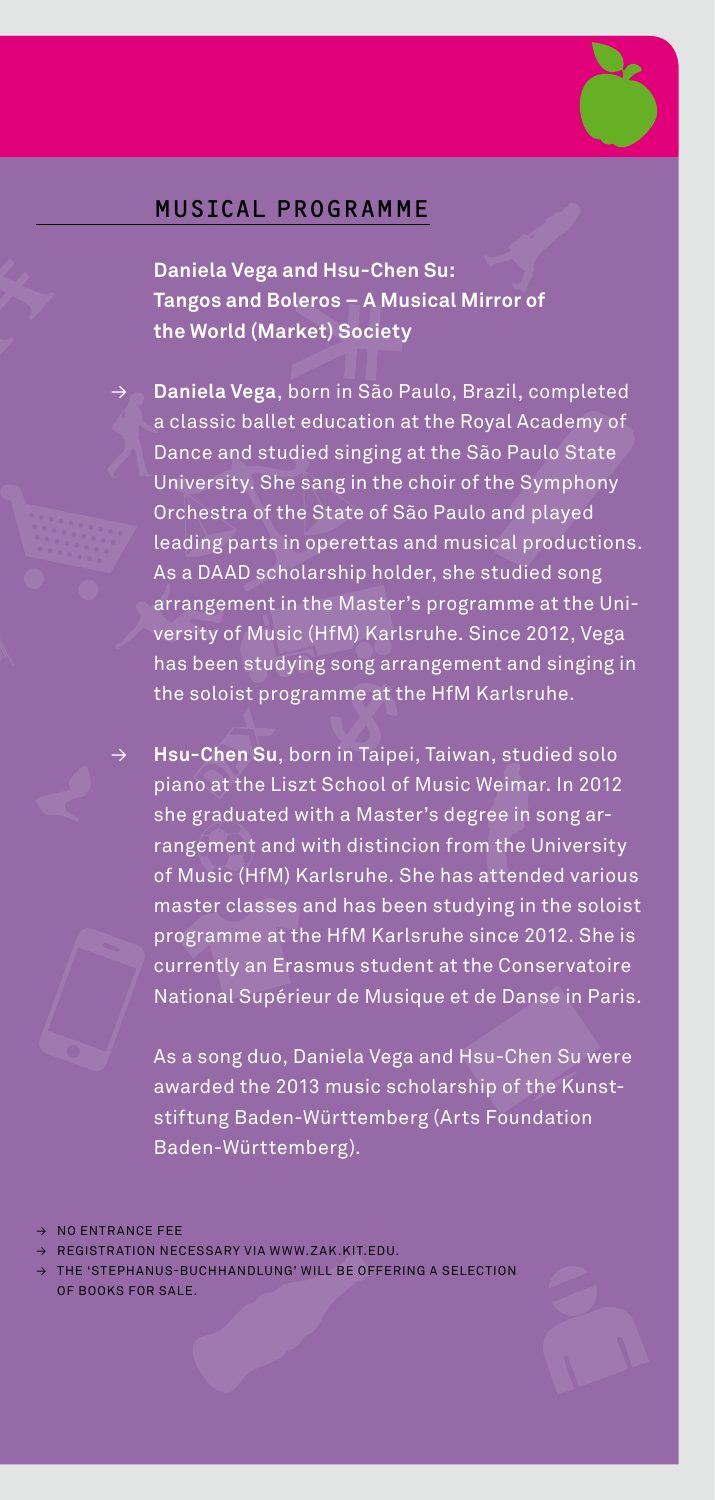## MUSICAL PROGRAMME

**Daniela Vega and Hsu-Chen Su: Tangos and Boleros – A Musical Mirror of the World (Market) Society**

→ **Daniela Vega**, born in São Paulo, Brazil, completed a classic ballet education at the Royal Academy of Dance and studied singing at the São Paulo State University. She sang in the choir of the Symphony Orchestra of the State of São Paulo and played leading parts in operettas and musical productions. As a DAAD scholarship holder, she studied song arrangement in the Master's programme at the University of Music (HfM) Karlsruhe. Since 2012, Vega has been studying song arrangement and singing in the soloist programme at the HfM Karlsruhe.

→ **Hsu-Chen Su**, born in Taipei, Taiwan, studied solo piano at the Liszt School of Music Weimar. In 2012 she graduated with a Master's degree in song arrangement and with distincion from the University of Music (HfM) Karlsruhe. She has attended various master classes and has been studying in the soloist programme at the HfM Karlsruhe since 2012. She is currently an Erasmus student at the Conservatoire National Supérieur de Musique et de Danse in Paris.

As a song duo, Daniela Vega and Hsu-Chen Su were awarded the 2013 music scholarship of the Kunststiftung Baden-Württemberg (Arts Foundation Baden-Württemberg).

→ NO ENTRANCE FEE
→ REGISTRATION NECESSARY VIA WWW.ZAK.KIT.EDU.
→ THE 'STEPHANUS-BUCHHANDLUNG' WILL BE OFFERING A SELECTION OF BOOKS FOR SALE.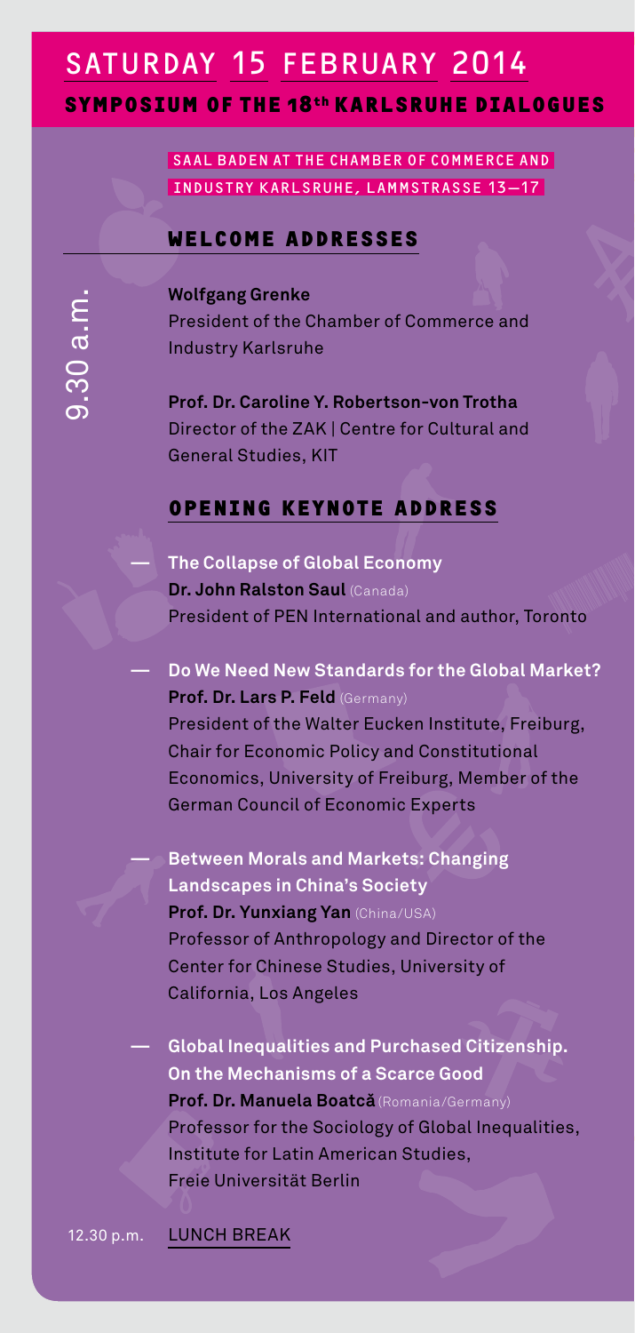# SATURDAY 15 FEBRUARY 2014

## SYMPOSIUM OF THE 18th KARLSRUHE DIALOGUES

SAAL BADEN AT THE CHAMBER OF COMMERCE AND INDUSTRY KARLSRUHE, LAMMSTRASSE 13–17

9.30 a.m.

### WELCOME ADDRESSES

**Wolfgang Grenke**
President of the Chamber of Commerce and Industry Karlsruhe

**Prof. Dr. Caroline Y. Robertson-von Trotha**
Director of the ZAK | Centre for Cultural and General Studies, KIT

### OPENING KEYNOTE ADDRESS

— **The Collapse of Global Economy**
**Dr. John Ralston Saul** (Canada)
President of PEN International and author, Toronto

— **Do We Need New Standards for the Global Market?**
**Prof. Dr. Lars P. Feld** (Germany)
President of the Walter Eucken Institute, Freiburg, Chair for Economic Policy and Constitutional Economics, University of Freiburg, Member of the German Council of Economic Experts

— **Between Morals and Markets: Changing Landscapes in China's Society**
**Prof. Dr. Yunxiang Yan** (China/USA)
Professor of Anthropology and Director of the Center for Chinese Studies, University of California, Los Angeles

— **Global Inequalities and Purchased Citizenship. On the Mechanisms of a Scarce Good**
**Prof. Dr. Manuela Boatcă** (Romania/Germany)
Professor for the Sociology of Global Inequalities, Institute for Latin American Studies, Freie Universität Berlin

12.30 p.m. LUNCH BREAK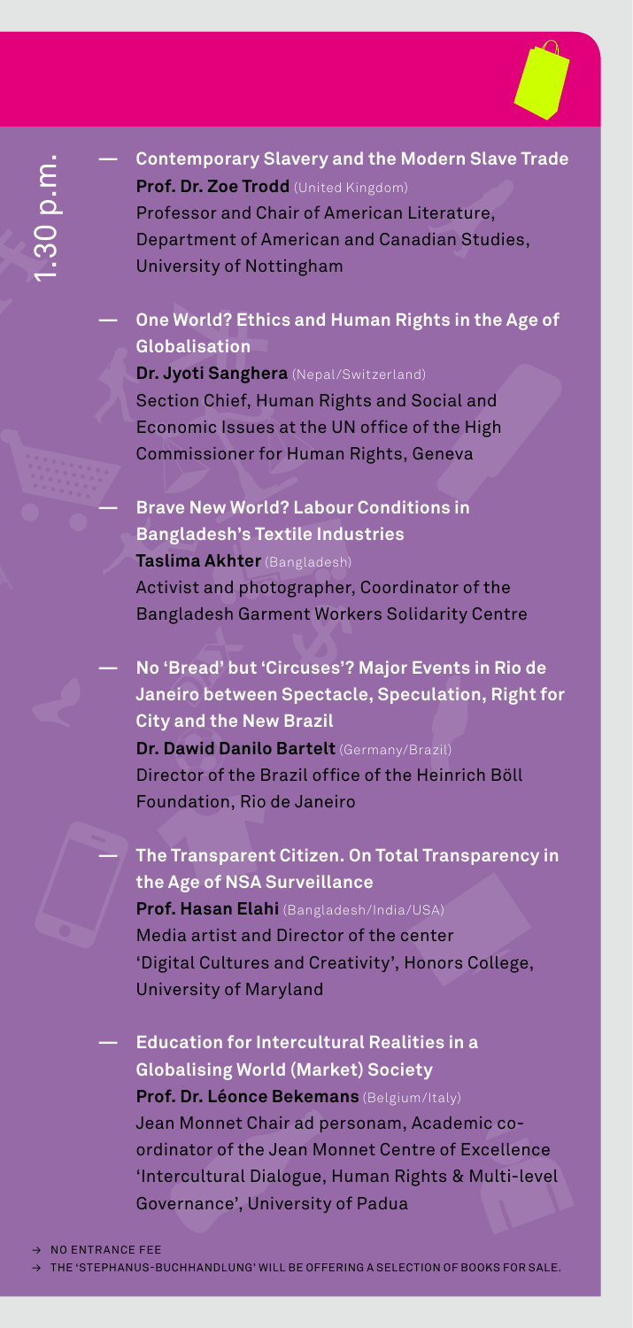## 1.30 p.m.

— **Contemporary Slavery and the Modern Slave Trade**
**Prof. Dr. Zoe Trodd** (United Kingdom)
Professor and Chair of American Literature, Department of American and Canadian Studies, University of Nottingham

— **One World? Ethics and Human Rights in the Age of Globalisation**
**Dr. Jyoti Sanghera** (Nepal/Switzerland)
Section Chief, Human Rights and Social and Economic Issues at the UN office of the High Commissioner for Human Rights, Geneva

— **Brave New World? Labour Conditions in Bangladesh's Textile Industries**
**Taslima Akhter** (Bangladesh)
Activist and photographer, Coordinator of the Bangladesh Garment Workers Solidarity Centre

— **No 'Bread' but 'Circuses'? Major Events in Rio de Janeiro between Spectacle, Speculation, Right for City and the New Brazil**
**Dr. Dawid Danilo Bartelt** (Germany/Brazil)
Director of the Brazil office of the Heinrich Böll Foundation, Rio de Janeiro

— **The Transparent Citizen. On Total Transparency in the Age of NSA Surveillance**
**Prof. Hasan Elahi** (Bangladesh/India/USA)
Media artist and Director of the center 'Digital Cultures and Creativity', Honors College, University of Maryland

— **Education for Intercultural Realities in a Globalising World (Market) Society**
**Prof. Dr. Léonce Bekemans** (Belgium/Italy)
Jean Monnet Chair ad personam, Academic co-ordinator of the Jean Monnet Centre of Excellence 'Intercultural Dialogue, Human Rights & Multi-level Governance', University of Padua

→ NO ENTRANCE FEE
→ THE 'STEPHANUS-BUCHHANDLUNG' WILL BE OFFERING A SELECTION OF BOOKS FOR SALE.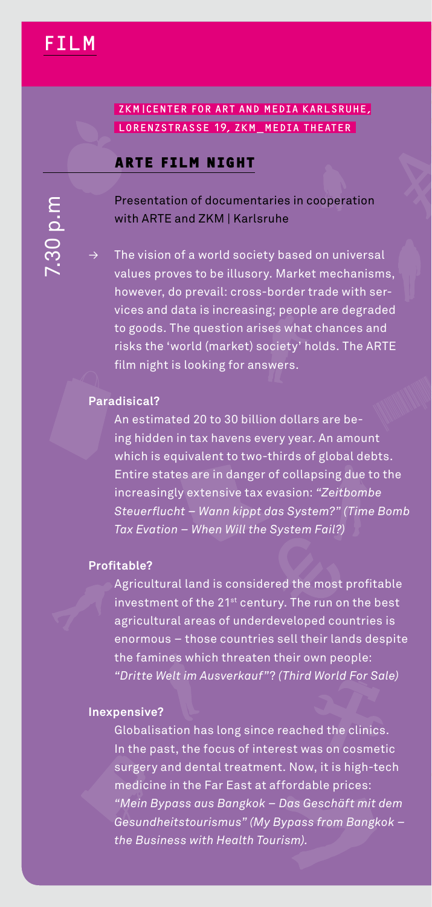# FILM

7.30 p.m

**ZKM | CENTER FOR ART AND MEDIA KARLSRUHE, LORENZSTRASSE 19, ZKM_MEDIA THEATER**

## ARTE FILM NIGHT

Presentation of documentaries in cooperation with ARTE and ZKM | Karlsruhe

→ The vision of a world society based on universal values proves to be illusory. Market mechanisms, however, do prevail: cross-border trade with services and data is increasing; people are degraded to goods. The question arises what chances and risks the 'world (market) society' holds. The ARTE film night is looking for answers.

**Paradisical?**

An estimated 20 to 30 billion dollars are being hidden in tax havens every year. An amount which is equivalent to two-thirds of global debts. Entire states are in danger of collapsing due to the increasingly extensive tax evasion: *"Zeitbombe Steuerflucht – Wann kippt das System?" (Time Bomb Tax Evation – When Will the System Fail?)*

**Profitable?**

Agricultural land is considered the most profitable investment of the 21st century. The run on the best agricultural areas of underdeveloped countries is enormous – those countries sell their lands despite the famines which threaten their own people: *"Dritte Welt im Ausverkauf"? (Third World For Sale)*

**Inexpensive?**

Globalisation has long since reached the clinics. In the past, the focus of interest was on cosmetic surgery and dental treatment. Now, it is high-tech medicine in the Far East at affordable prices: *"Mein Bypass aus Bangkok – Das Geschäft mit dem Gesundheitstourismus" (My Bypass from Bangkok – the Business with Health Tourism).*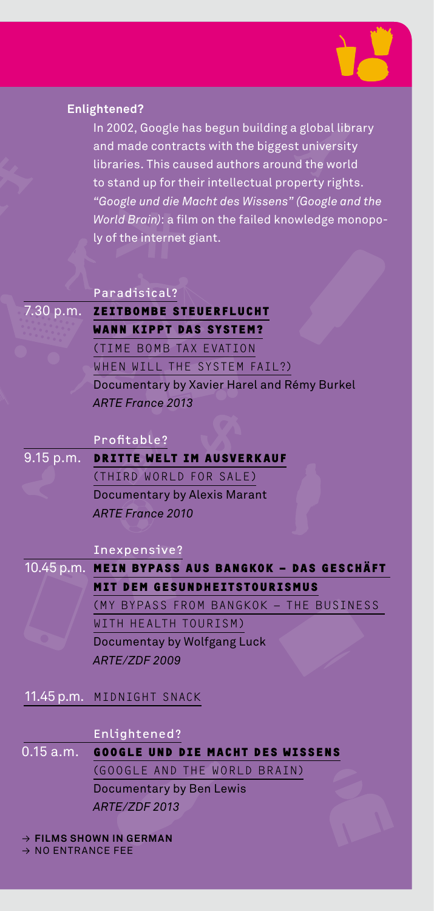**Enlightened?**

In 2002, Google has begun building a global library and made contracts with the biggest university libraries. This caused authors around the world to stand up for their intellectual property rights. *"Google und die Macht des Wissens" (Google and the World Brain)*: a film on the failed knowledge monopoly of the internet giant.

Paradisical?

7.30 p.m. **ZEITBOMBE STEUERFLUCHT WANN KIPPT DAS SYSTEM?**
(TIME BOMB TAX EVATION WHEN WILL THE SYSTEM FAIL?)
Documentary by Xavier Harel and Rémy Burkel
*ARTE France 2013*

Profitable?

9.15 p.m. **DRITTE WELT IM AUSVERKAUF**
(THIRD WORLD FOR SALE)
Documentary by Alexis Marant
*ARTE France 2010*

Inexpensive?

10.45 p.m. **MEIN BYPASS AUS BANGKOK – DAS GESCHÄFT MIT DEM GESUNDHEITSTOURISMUS**
(MY BYPASS FROM BANGKOK – THE BUSINESS WITH HEALTH TOURISM)
Documentay by Wolfgang Luck
*ARTE/ZDF 2009*

11.45 p.m. MIDNIGHT SNACK

Enlightened?

0.15 a.m. **GOOGLE UND DIE MACHT DES WISSENS**
(GOOGLE AND THE WORLD BRAIN)
Documentary by Ben Lewis
*ARTE/ZDF 2013*

→ **FILMS SHOWN IN GERMAN**
→ NO ENTRANCE FEE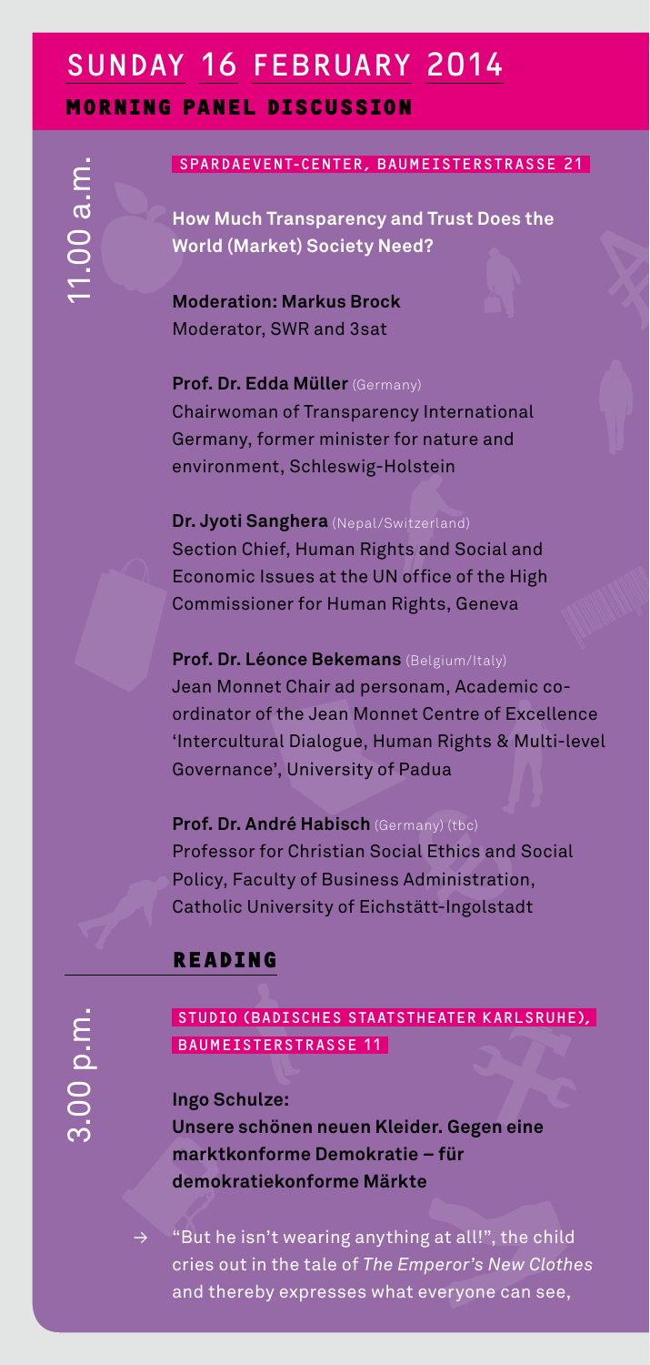# SUNDAY 16 FEBRUARY 2014

## MORNING PANEL DISCUSSION

11.00 a.m.

SPARDAEVENT-CENTER, BAUMEISTERSTRASSE 21

**How Much Transparency and Trust Does the World (Market) Society Need?**

**Moderation: Markus Brock**
Moderator, SWR and 3sat

**Prof. Dr. Edda Müller** (Germany)
Chairwoman of Transparency International Germany, former minister for nature and environment, Schleswig-Holstein

**Dr. Jyoti Sanghera** (Nepal/Switzerland)
Section Chief, Human Rights and Social and Economic Issues at the UN office of the High Commissioner for Human Rights, Geneva

**Prof. Dr. Léonce Bekemans** (Belgium/Italy)
Jean Monnet Chair ad personam, Academic co-ordinator of the Jean Monnet Centre of Excellence 'Intercultural Dialogue, Human Rights & Multi-level Governance', University of Padua

**Prof. Dr. André Habisch** (Germany) (tbc)
Professor for Christian Social Ethics and Social Policy, Faculty of Business Administration, Catholic University of Eichstätt-Ingolstadt

## READING

3.00 p.m.

STUDIO (BADISCHES STAATSTHEATER KARLSRUHE), BAUMEISTERSTRASSE 11

**Ingo Schulze:**
**Unsere schönen neuen Kleider. Gegen eine marktkonforme Demokratie – für demokratiekonforme Märkte**

→ "But he isn't wearing anything at all!", the child cries out in the tale of *The Emperor's New Clothes* and thereby expresses what everyone can see,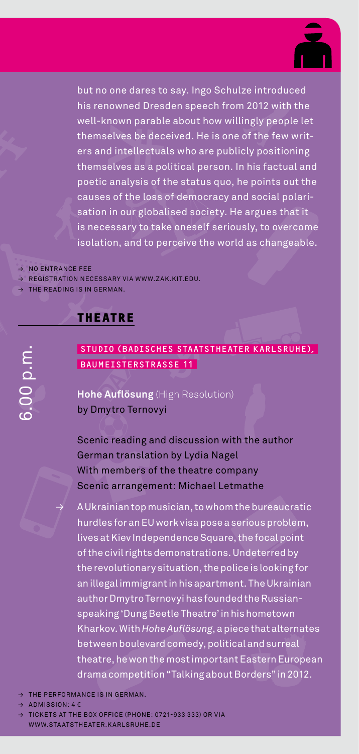but no one dares to say. Ingo Schulze introduced his renowned Dresden speech from 2012 with the well-known parable about how willingly people let themselves be deceived. He is one of the few writers and intellectuals who are publicly positioning themselves as a political person. In his factual and poetic analysis of the status quo, he points out the causes of the loss of democracy and social polarisation in our globalised society. He argues that it is necessary to take oneself seriously, to overcome isolation, and to perceive the world as changeable.

→ NO ENTRANCE FEE
→ REGISTRATION NECESSARY VIA WWW.ZAK.KIT.EDU.
→ THE READING IS IN GERMAN.

## THEATRE

6.00 p.m.

**STUDIO (BADISCHES STAATSTHEATER KARLSRUHE), BAUMEISTERSTRASSE 11**

**Hohe Auflösung** (High Resolution)
by Dmytro Ternovyi

Scenic reading and discussion with the author
German translation by Lydia Nagel
With members of the theatre company
Scenic arrangement: Michael Letmathe

→ A Ukrainian top musician, to whom the bureaucratic hurdles for an EU work visa pose a serious problem, lives at Kiev Independence Square, the focal point of the civil rights demonstrations. Undeterred by the revolutionary situation, the police is looking for an illegal immigrant in his apartment. The Ukrainian author Dmytro Ternovyi has founded the Russian-speaking 'Dung Beetle Theatre' in his hometown Kharkov. With *Hohe Auflösung*, a piece that alternates between boulevard comedy, political and surreal theatre, he won the most important Eastern European drama competition "Talking about Borders" in 2012.

→ THE PERFORMANCE IS IN GERMAN.
→ ADMISSION: 4 €
→ TICKETS AT THE BOX OFFICE (PHONE: 0721-933 333) OR VIA WWW.STAATSTHEATER.KARLSRUHE.DE